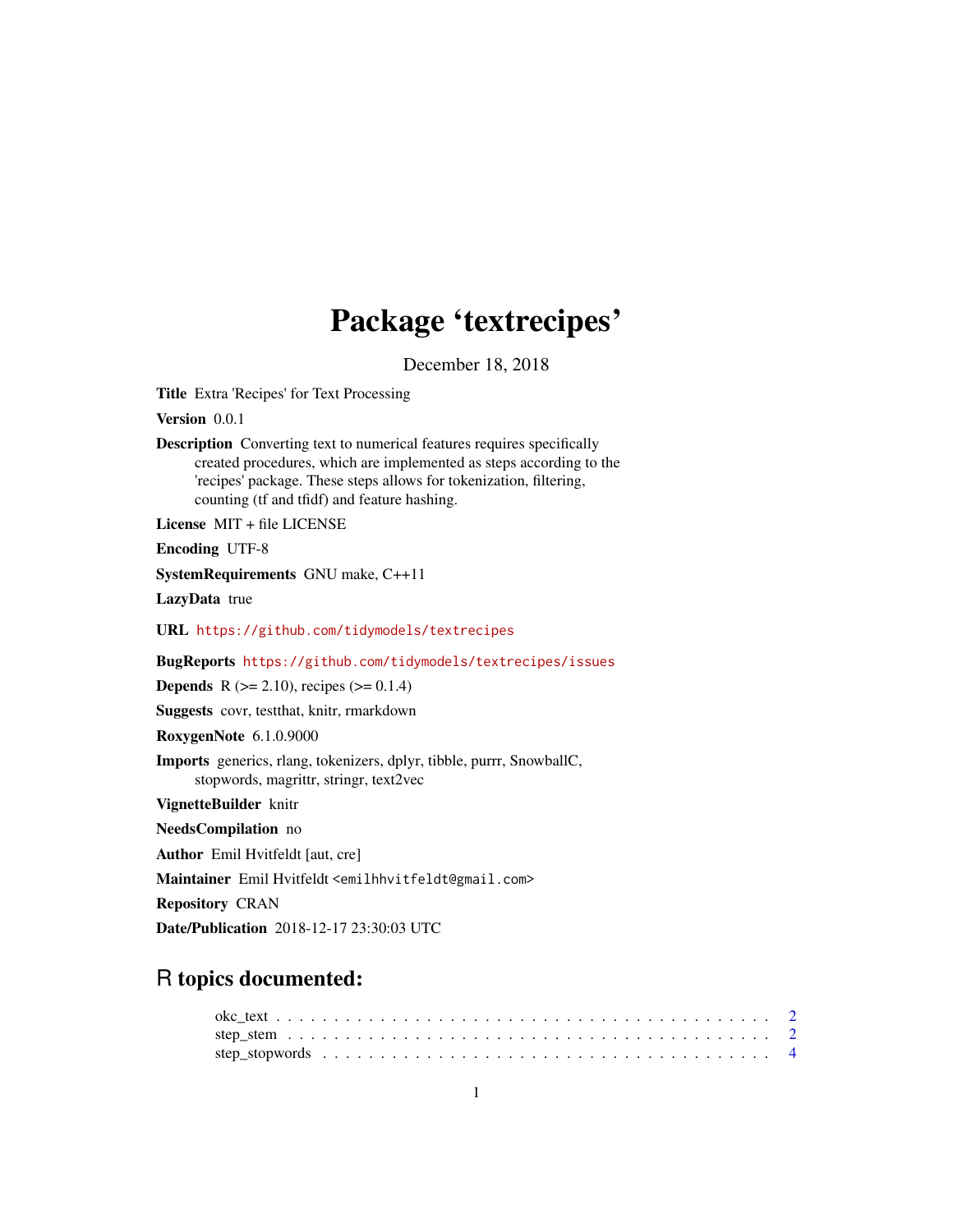# Package 'textrecipes'

December 18, 2018

**Title** Extra 'Recipes' for Text Processing

**Version** 0.0.1

**Description** Converting text to numerical features requires specifically created procedures, which are implemented as steps according to the 'recipes' package. These steps allows for tokenization, filtering, counting (tf and tfidf) and feature hashing.

**License** MIT + file LICENSE

**Encoding** UTF-8

**SystemRequirements** GNU make, C++11

**LazyData** true

**URL** https://github.com/tidymodels/textrecipes

**BugReports** https://github.com/tidymodels/textrecipes/issues

**Depends** R (>= 2.10), recipes (>= 0.1.4)

**Suggests** covr, testthat, knitr, rmarkdown

**RoxygenNote** 6.1.0.9000

**Imports** generics, rlang, tokenizers, dplyr, tibble, purrr, SnowballC, stopwords, magrittr, stringr, text2vec

**VignetteBuilder** knitr

**NeedsCompilation** no

**Author** Emil Hvitfeldt [aut, cre]

**Maintainer** Emil Hvitfeldt <emilhhvitfeldt@gmail.com>

**Repository** CRAN

**Date/Publication** 2018-12-17 23:30:03 UTC

## R topics documented:

okc_text . . . . . . . . . . . . . . . . . . . . . . . . . . . . . . . . . . . . . . . . . . 2
step_stem . . . . . . . . . . . . . . . . . . . . . . . . . . . . . . . . . . . . . . . . . 2
step_stopwords . . . . . . . . . . . . . . . . . . . . . . . . . . . . . . . . . . . . . . 4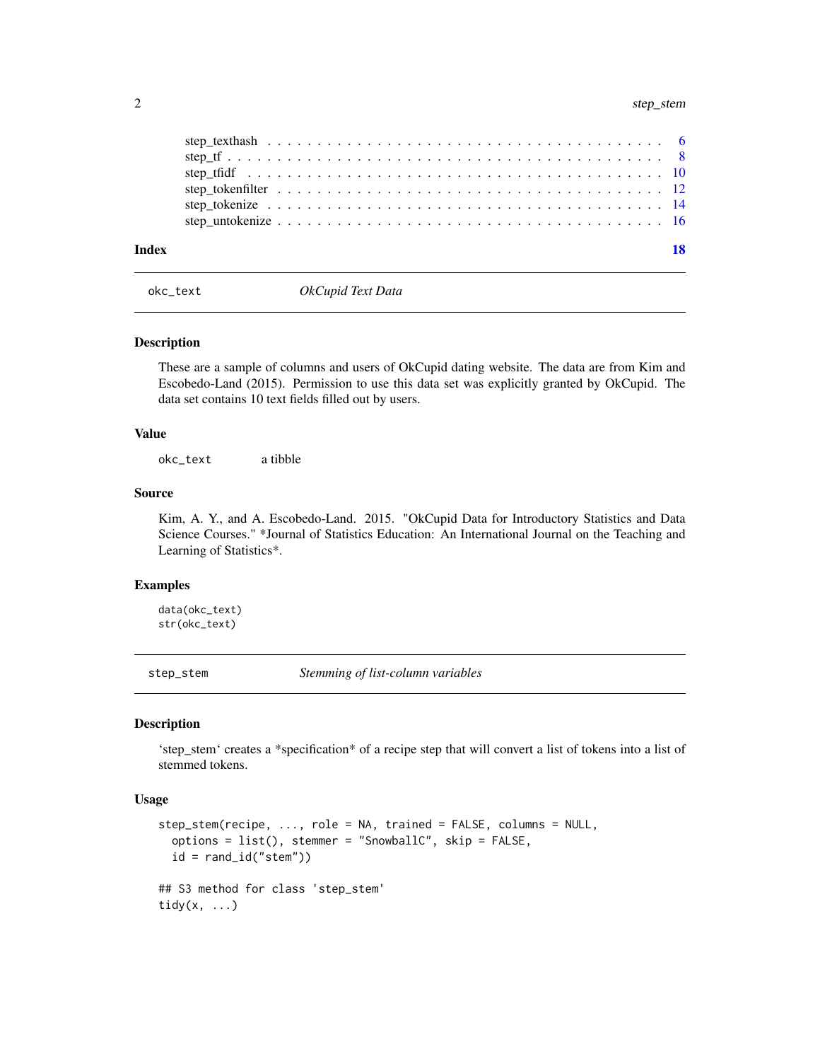| | |
|---|---|
| step_texthash | 6 |
| step_tf | 8 |
| step_tfidf | 10 |
| step_tokenfilter | 12 |
| step_tokenize | 14 |
| step_untokenize | 16 |

**Index** **18**

---

`okc_text` *OkCupid Text Data*

---

### Description

These are a sample of columns and users of OkCupid dating website. The data are from Kim and Escobedo-Land (2015). Permission to use this data set was explicitly granted by OkCupid. The data set contains 10 text fields filled out by users.

### Value

`okc_text` a tibble

### Source

Kim, A. Y., and A. Escobedo-Land. 2015. "OkCupid Data for Introductory Statistics and Data Science Courses." *Journal of Statistics Education: An International Journal on the Teaching and Learning of Statistics*.

### Examples

```
data(okc_text)
str(okc_text)
```

---

`step_stem` *Stemming of list-column variables*

---

### Description

'step_stem' creates a *specification* of a recipe step that will convert a list of tokens into a list of stemmed tokens.

### Usage

```
step_stem(recipe, ..., role = NA, trained = FALSE, columns = NULL,
  options = list(), stemmer = "SnowballC", skip = FALSE,
  id = rand_id("stem"))

## S3 method for class 'step_stem'
tidy(x, ...)
```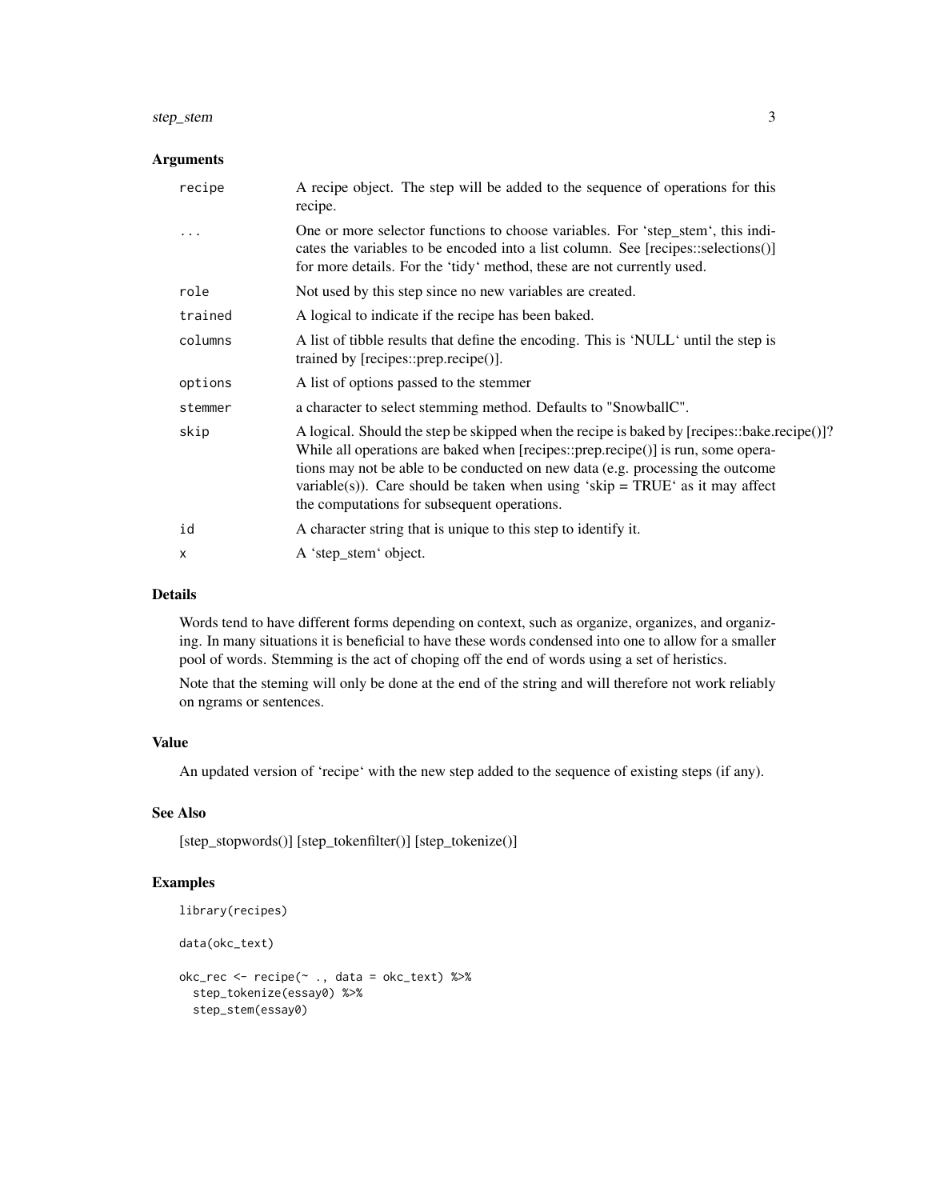## Arguments

| | |
|---|---|
| recipe | A recipe object. The step will be added to the sequence of operations for this recipe. |
| ... | One or more selector functions to choose variables. For 'step_stem', this indicates the variables to be encoded into a list column. See [recipes::selections()] for more details. For the 'tidy' method, these are not currently used. |
| role | Not used by this step since no new variables are created. |
| trained | A logical to indicate if the recipe has been baked. |
| columns | A list of tibble results that define the encoding. This is 'NULL' until the step is trained by [recipes::prep.recipe()]. |
| options | A list of options passed to the stemmer |
| stemmer | a character to select stemming method. Defaults to "SnowballC". |
| skip | A logical. Should the step be skipped when the recipe is baked by [recipes::bake.recipe()]? While all operations are baked when [recipes::prep.recipe()] is run, some operations may not be able to be conducted on new data (e.g. processing the outcome variable(s)). Care should be taken when using 'skip = TRUE' as it may affect the computations for subsequent operations. |
| id | A character string that is unique to this step to identify it. |
| x | A 'step_stem' object. |

## Details

Words tend to have different forms depending on context, such as organize, organizes, and organizing. In many situations it is beneficial to have these words condensed into one to allow for a smaller pool of words. Stemming is the act of choping off the end of words using a set of heristics.

Note that the steming will only be done at the end of the string and will therefore not work reliably on ngrams or sentences.

## Value

An updated version of 'recipe' with the new step added to the sequence of existing steps (if any).

## See Also

[step_stopwords()] [step_tokenfilter()] [step_tokenize()]

## Examples

```
library(recipes)

data(okc_text)

okc_rec <- recipe(~ ., data = okc_text) %>%
  step_tokenize(essay0) %>%
  step_stem(essay0)
```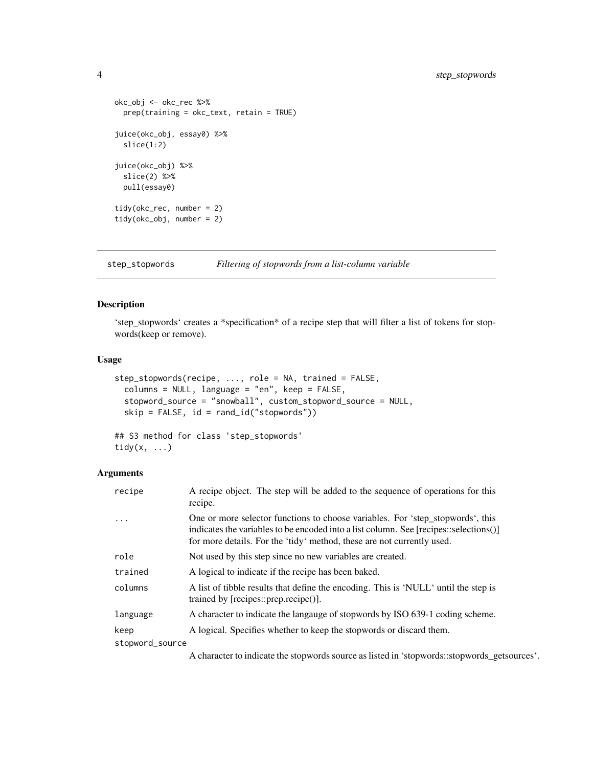```
okc_obj <- okc_rec %>%
  prep(training = okc_text, retain = TRUE)

juice(okc_obj, essay0) %>%
  slice(1:2)

juice(okc_obj) %>%
  slice(2) %>%
  pull(essay0)

tidy(okc_rec, number = 2)
tidy(okc_obj, number = 2)
```

## step_stopwords — *Filtering of stopwords from a list-column variable*

### Description

'step_stopwords' creates a *specification* of a recipe step that will filter a list of tokens for stopwords(keep or remove).

### Usage

```
step_stopwords(recipe, ..., role = NA, trained = FALSE,
  columns = NULL, language = "en", keep = FALSE,
  stopword_source = "snowball", custom_stopword_source = NULL,
  skip = FALSE, id = rand_id("stopwords"))

## S3 method for class 'step_stopwords'
tidy(x, ...)
```

### Arguments

| | |
|---|---|
| `recipe` | A recipe object. The step will be added to the sequence of operations for this recipe. |
| `...` | One or more selector functions to choose variables. For 'step_stopwords', this indicates the variables to be encoded into a list column. See [recipes::selections()] for more details. For the 'tidy' method, these are not currently used. |
| `role` | Not used by this step since no new variables are created. |
| `trained` | A logical to indicate if the recipe has been baked. |
| `columns` | A list of tibble results that define the encoding. This is 'NULL' until the step is trained by [recipes::prep.recipe()]. |
| `language` | A character to indicate the langauge of stopwords by ISO 639-1 coding scheme. |
| `keep` | A logical. Specifies whether to keep the stopwords or discard them. |
| `stopword_source` | A character to indicate the stopwords source as listed in 'stopwords::stopwords_getsources'. |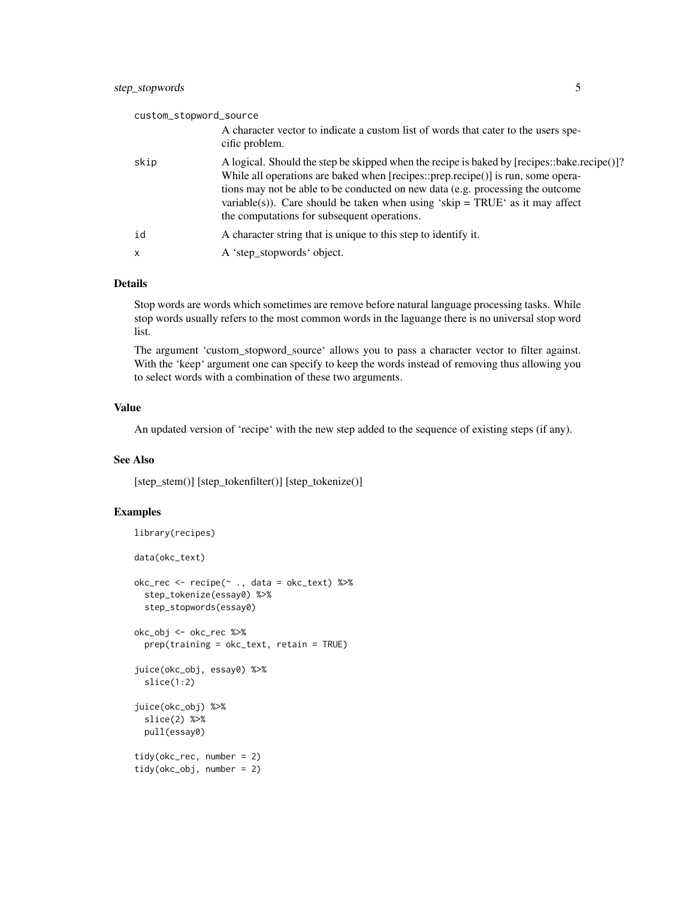| | |
|---|---|
| custom_stopword_source | A character vector to indicate a custom list of words that cater to the users specific problem. |
| skip | A logical. Should the step be skipped when the recipe is baked by [recipes::bake.recipe()]? While all operations are baked when [recipes::prep.recipe()] is run, some operations may not be able to be conducted on new data (e.g. processing the outcome variable(s)). Care should be taken when using 'skip = TRUE' as it may affect the computations for subsequent operations. |
| id | A character string that is unique to this step to identify it. |
| x | A 'step_stopwords' object. |

## Details

Stop words are words which sometimes are remove before natural language processing tasks. While stop words usually refers to the most common words in the laguange there is no universal stop word list.

The argument 'custom_stopword_source' allows you to pass a character vector to filter against. With the 'keep' argument one can specify to keep the words instead of removing thus allowing you to select words with a combination of these two arguments.

## Value

An updated version of 'recipe' with the new step added to the sequence of existing steps (if any).

## See Also

[step_stem()] [step_tokenfilter()] [step_tokenize()]

## Examples

```
library(recipes)

data(okc_text)

okc_rec <- recipe(~ ., data = okc_text) %>%
  step_tokenize(essay0) %>%
  step_stopwords(essay0)

okc_obj <- okc_rec %>%
  prep(training = okc_text, retain = TRUE)

juice(okc_obj, essay0) %>%
  slice(1:2)

juice(okc_obj) %>%
  slice(2) %>%
  pull(essay0)

tidy(okc_rec, number = 2)
tidy(okc_obj, number = 2)
```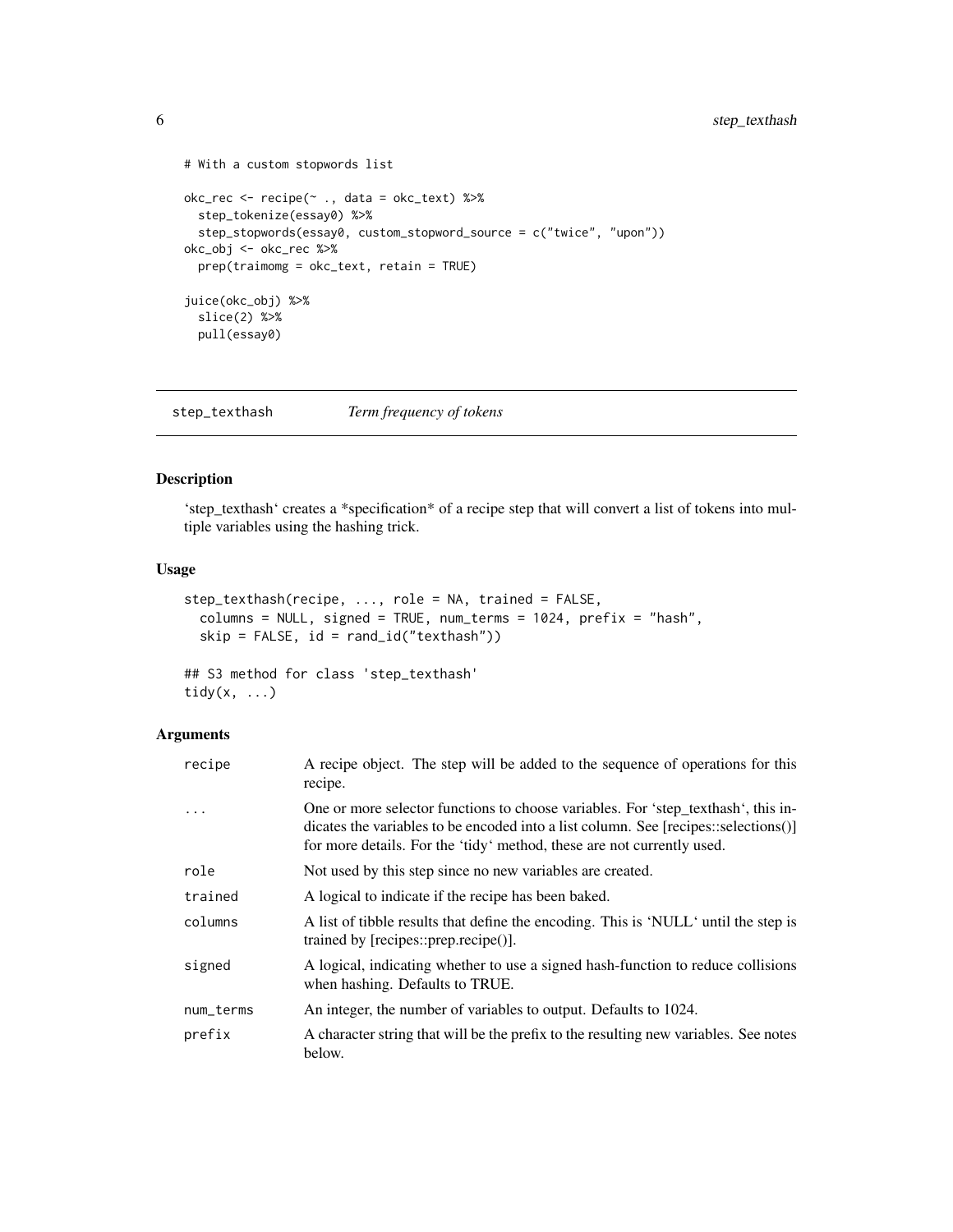```
# With a custom stopwords list

okc_rec <- recipe(~ ., data = okc_text) %>%
  step_tokenize(essay0) %>%
  step_stopwords(essay0, custom_stopword_source = c("twice", "upon"))
okc_obj <- okc_rec %>%
  prep(traimomg = okc_text, retain = TRUE)

juice(okc_obj) %>%
  slice(2) %>%
  pull(essay0)
```

## step_texthash — *Term frequency of tokens*

### Description

'step_texthash' creates a *specification* of a recipe step that will convert a list of tokens into multiple variables using the hashing trick.

### Usage

```
step_texthash(recipe, ..., role = NA, trained = FALSE,
  columns = NULL, signed = TRUE, num_terms = 1024, prefix = "hash",
  skip = FALSE, id = rand_id("texthash"))

## S3 method for class 'step_texthash'
tidy(x, ...)
```

### Arguments

| | |
|---|---|
| recipe | A recipe object. The step will be added to the sequence of operations for this recipe. |
| ... | One or more selector functions to choose variables. For 'step_texthash', this indicates the variables to be encoded into a list column. See [recipes::selections()] for more details. For the 'tidy' method, these are not currently used. |
| role | Not used by this step since no new variables are created. |
| trained | A logical to indicate if the recipe has been baked. |
| columns | A list of tibble results that define the encoding. This is 'NULL' until the step is trained by [recipes::prep.recipe()]. |
| signed | A logical, indicating whether to use a signed hash-function to reduce collisions when hashing. Defaults to TRUE. |
| num_terms | An integer, the number of variables to output. Defaults to 1024. |
| prefix | A character string that will be the prefix to the resulting new variables. See notes below. |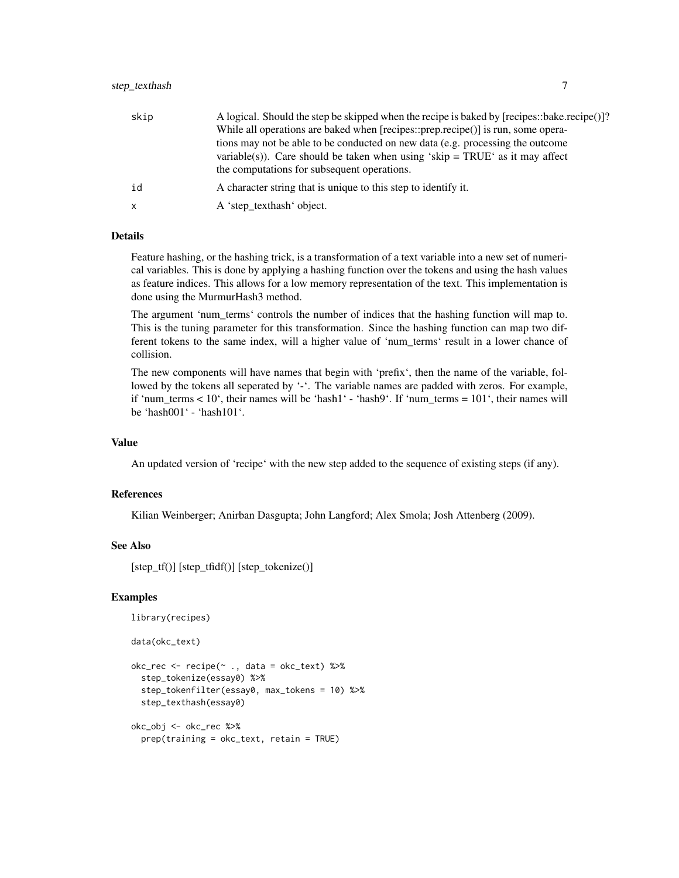| | |
|---|---|
| skip | A logical. Should the step be skipped when the recipe is baked by [recipes::bake.recipe()]? While all operations are baked when [recipes::prep.recipe()] is run, some operations may not be able to be conducted on new data (e.g. processing the outcome variable(s)). Care should be taken when using ‘skip = TRUE‘ as it may affect the computations for subsequent operations. |
| id | A character string that is unique to this step to identify it. |
| x | A ‘step_texthash‘ object. |

### Details

Feature hashing, or the hashing trick, is a transformation of a text variable into a new set of numerical variables. This is done by applying a hashing function over the tokens and using the hash values as feature indices. This allows for a low memory representation of the text. This implementation is done using the MurmurHash3 method.

The argument ‘num_terms‘ controls the number of indices that the hashing function will map to. This is the tuning parameter for this transformation. Since the hashing function can map two different tokens to the same index, will a higher value of ‘num_terms‘ result in a lower chance of collision.

The new components will have names that begin with ‘prefix‘, then the name of the variable, followed by the tokens all seperated by ‘-‘. The variable names are padded with zeros. For example, if ‘num_terms < 10‘, their names will be ‘hash1‘ - ‘hash9‘. If ‘num_terms = 101‘, their names will be ‘hash001‘ - ‘hash101‘.

### Value

An updated version of ‘recipe‘ with the new step added to the sequence of existing steps (if any).

### References

Kilian Weinberger; Anirban Dasgupta; John Langford; Alex Smola; Josh Attenberg (2009).

### See Also

[step_tf()] [step_tfidf()] [step_tokenize()]

### Examples

```
library(recipes)

data(okc_text)

okc_rec <- recipe(~ ., data = okc_text) %>%
  step_tokenize(essay0) %>%
  step_tokenfilter(essay0, max_tokens = 10) %>%
  step_texthash(essay0)

okc_obj <- okc_rec %>%
  prep(training = okc_text, retain = TRUE)
```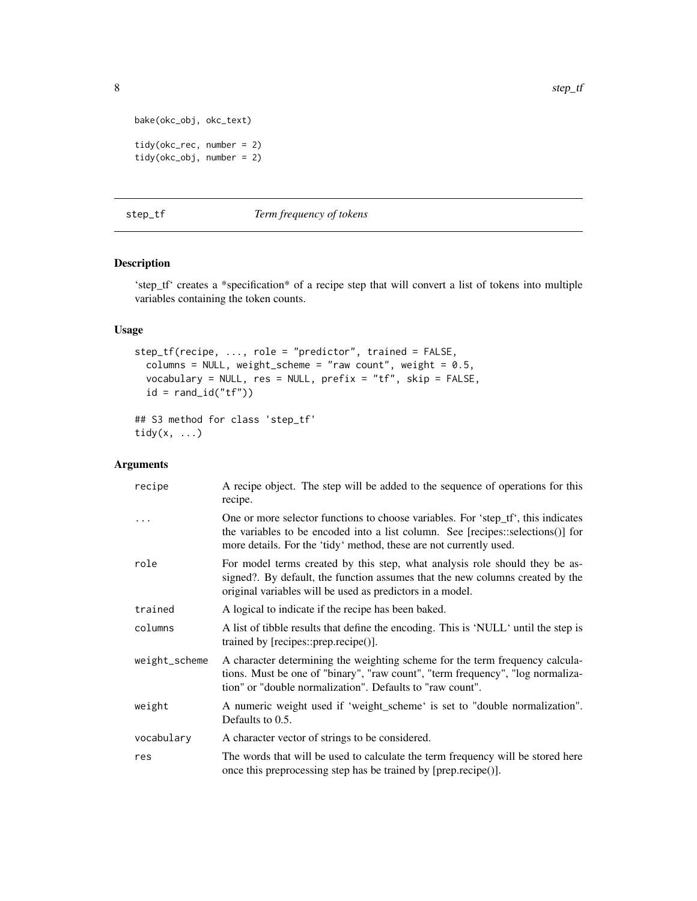```
bake(okc_obj, okc_text)

tidy(okc_rec, number = 2)
tidy(okc_obj, number = 2)
```

---

## step_tf — *Term frequency of tokens*

### Description

'step_tf' creates a *specification* of a recipe step that will convert a list of tokens into multiple variables containing the token counts.

### Usage

```
step_tf(recipe, ..., role = "predictor", trained = FALSE,
  columns = NULL, weight_scheme = "raw count", weight = 0.5,
  vocabulary = NULL, res = NULL, prefix = "tf", skip = FALSE,
  id = rand_id("tf"))

## S3 method for class 'step_tf'
tidy(x, ...)
```

### Arguments

| | |
|---|---|
| `recipe` | A recipe object. The step will be added to the sequence of operations for this recipe. |
| `...` | One or more selector functions to choose variables. For 'step_tf', this indicates the variables to be encoded into a list column. See [recipes::selections()] for more details. For the 'tidy' method, these are not currently used. |
| `role` | For model terms created by this step, what analysis role should they be assigned?. By default, the function assumes that the new columns created by the original variables will be used as predictors in a model. |
| `trained` | A logical to indicate if the recipe has been baked. |
| `columns` | A list of tibble results that define the encoding. This is 'NULL' until the step is trained by [recipes::prep.recipe()]. |
| `weight_scheme` | A character determining the weighting scheme for the term frequency calculations. Must be one of "binary", "raw count", "term frequency", "log normalization" or "double normalization". Defaults to "raw count". |
| `weight` | A numeric weight used if 'weight_scheme' is set to "double normalization". Defaults to 0.5. |
| `vocabulary` | A character vector of strings to be considered. |
| `res` | The words that will be used to calculate the term frequency will be stored here once this preprocessing step has be trained by [prep.recipe()]. |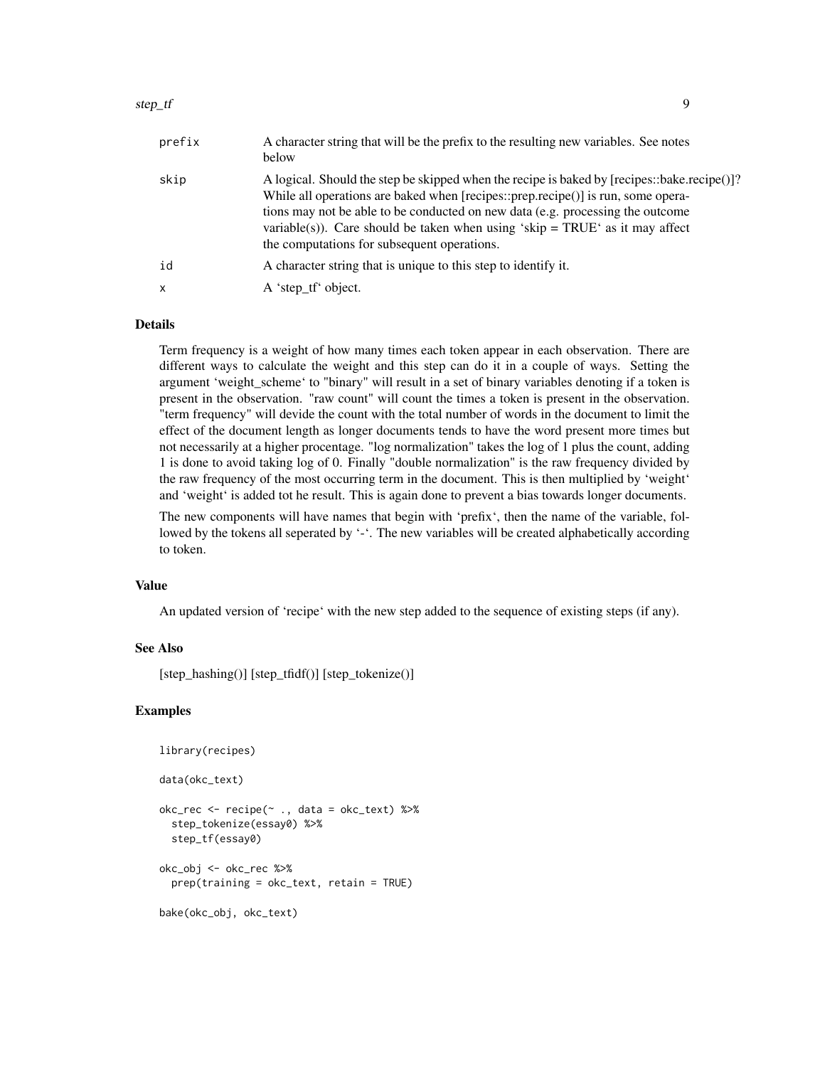| | |
|---|---|
| prefix | A character string that will be the prefix to the resulting new variables. See notes below |
| skip | A logical. Should the step be skipped when the recipe is baked by [recipes::bake.recipe()]? While all operations are baked when [recipes::prep.recipe()] is run, some operations may not be able to be conducted on new data (e.g. processing the outcome variable(s)). Care should be taken when using 'skip = TRUE' as it may affect the computations for subsequent operations. |
| id | A character string that is unique to this step to identify it. |
| x | A 'step_tf' object. |

### Details

Term frequency is a weight of how many times each token appear in each observation. There are different ways to calculate the weight and this step can do it in a couple of ways. Setting the argument 'weight_scheme' to "binary" will result in a set of binary variables denoting if a token is present in the observation. "raw count" will count the times a token is present in the observation. "term frequency" will devide the count with the total number of words in the document to limit the effect of the document length as longer documents tends to have the word present more times but not necessarily at a higher procentage. "log normalization" takes the log of 1 plus the count, adding 1 is done to avoid taking log of 0. Finally "double normalization" is the raw frequency divided by the raw frequency of the most occurring term in the document. This is then multiplied by 'weight' and 'weight' is added tot he result. This is again done to prevent a bias towards longer documents.

The new components will have names that begin with 'prefix', then the name of the variable, followed by the tokens all seperated by '-'. The new variables will be created alphabetically according to token.

### Value

An updated version of 'recipe' with the new step added to the sequence of existing steps (if any).

### See Also

[step_hashing()] [step_tfidf()] [step_tokenize()]

### Examples

```
library(recipes)

data(okc_text)

okc_rec <- recipe(~ ., data = okc_text) %>%
  step_tokenize(essay0) %>%
  step_tf(essay0)

okc_obj <- okc_rec %>%
  prep(training = okc_text, retain = TRUE)

bake(okc_obj, okc_text)
```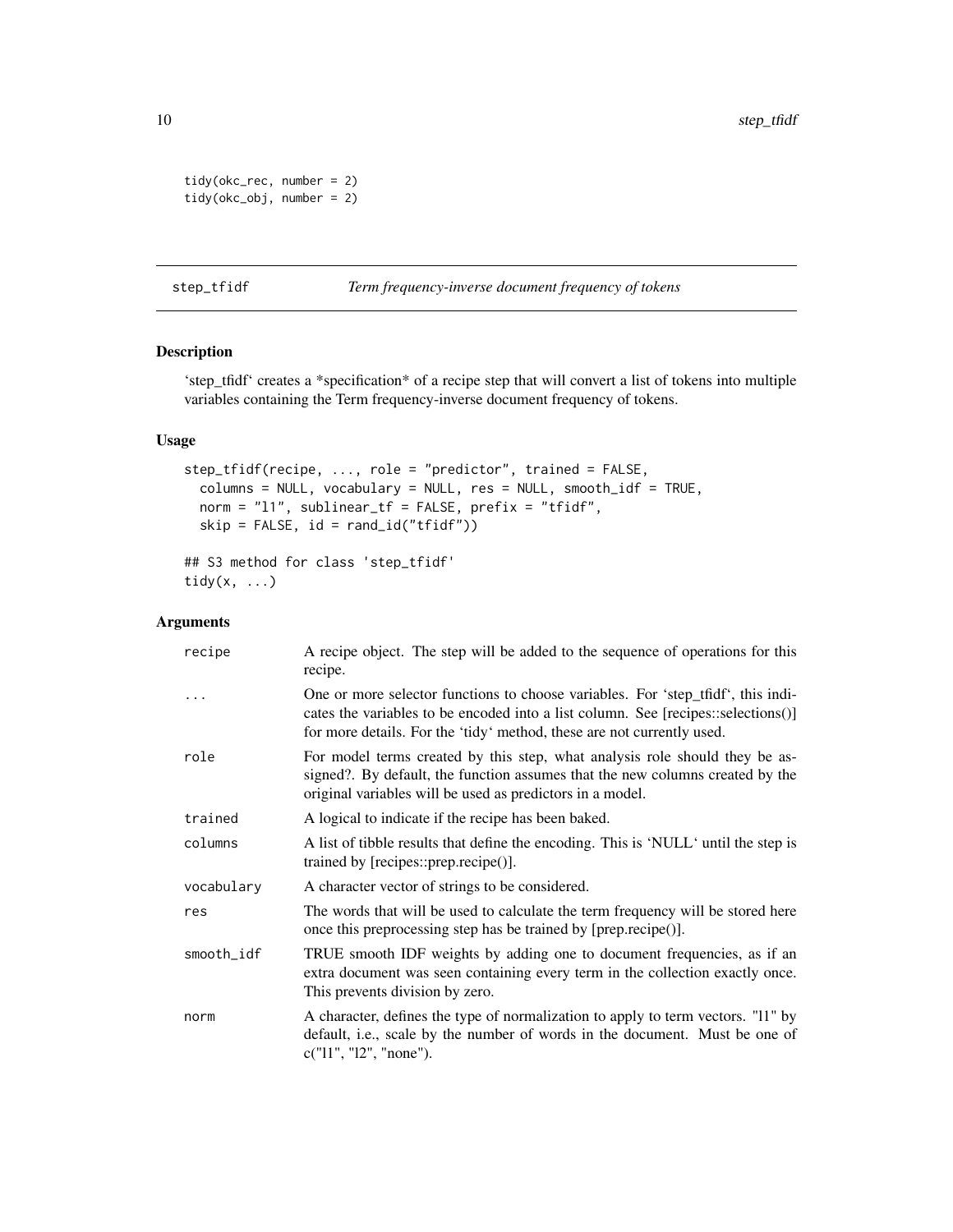```
tidy(okc_rec, number = 2)
tidy(okc_obj, number = 2)
```

## step_tfidf — *Term frequency-inverse document frequency of tokens*

### Description

'step_tfidf' creates a *specification* of a recipe step that will convert a list of tokens into multiple variables containing the Term frequency-inverse document frequency of tokens.

### Usage

```
step_tfidf(recipe, ..., role = "predictor", trained = FALSE,
  columns = NULL, vocabulary = NULL, res = NULL, smooth_idf = TRUE,
  norm = "l1", sublinear_tf = FALSE, prefix = "tfidf",
  skip = FALSE, id = rand_id("tfidf"))

## S3 method for class 'step_tfidf'
tidy(x, ...)
```

### Arguments

| | |
|---|---|
| recipe | A recipe object. The step will be added to the sequence of operations for this recipe. |
| ... | One or more selector functions to choose variables. For 'step_tfidf', this indicates the variables to be encoded into a list column. See [recipes::selections()] for more details. For the 'tidy' method, these are not currently used. |
| role | For model terms created by this step, what analysis role should they be assigned?. By default, the function assumes that the new columns created by the original variables will be used as predictors in a model. |
| trained | A logical to indicate if the recipe has been baked. |
| columns | A list of tibble results that define the encoding. This is 'NULL' until the step is trained by [recipes::prep.recipe()]. |
| vocabulary | A character vector of strings to be considered. |
| res | The words that will be used to calculate the term frequency will be stored here once this preprocessing step has be trained by [prep.recipe()]. |
| smooth_idf | TRUE smooth IDF weights by adding one to document frequencies, as if an extra document was seen containing every term in the collection exactly once. This prevents division by zero. |
| norm | A character, defines the type of normalization to apply to term vectors. "l1" by default, i.e., scale by the number of words in the document. Must be one of c("l1", "l2", "none"). |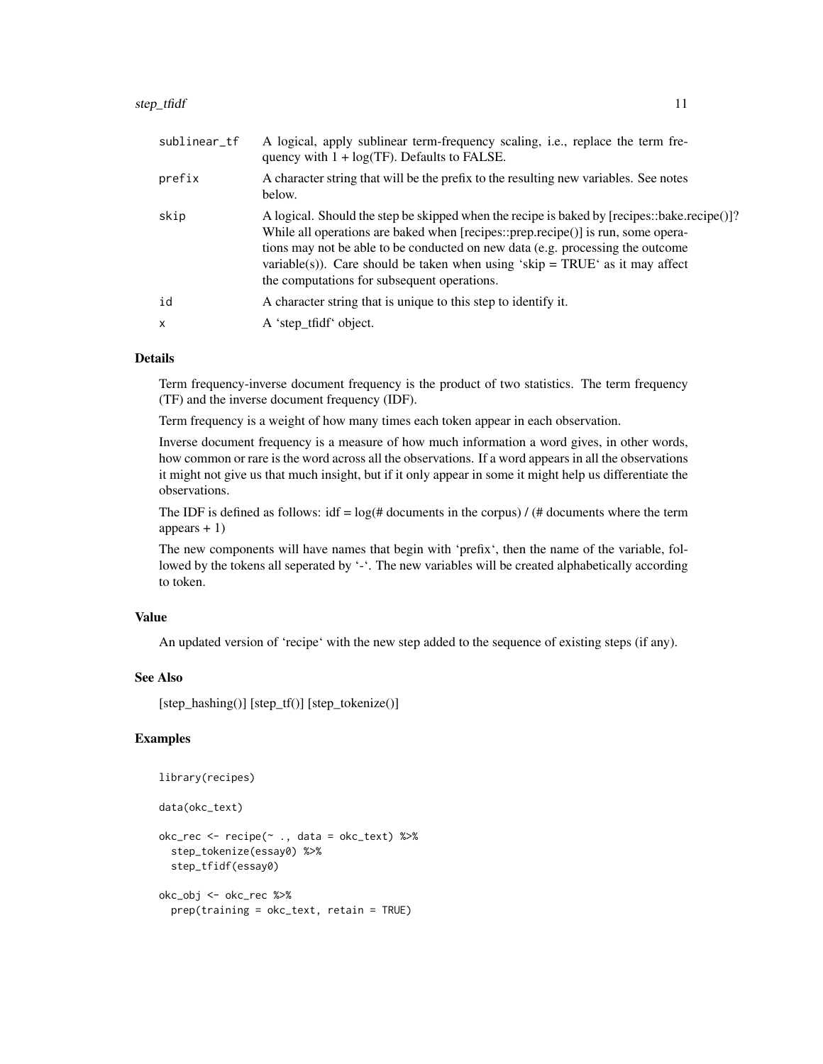| | |
|---|---|
| sublinear_tf | A logical, apply sublinear term-frequency scaling, i.e., replace the term frequency with 1 + log(TF). Defaults to FALSE. |
| prefix | A character string that will be the prefix to the resulting new variables. See notes below. |
| skip | A logical. Should the step be skipped when the recipe is baked by [recipes::bake.recipe()]? While all operations are baked when [recipes::prep.recipe()] is run, some operations may not be able to be conducted on new data (e.g. processing the outcome variable(s)). Care should be taken when using 'skip = TRUE' as it may affect the computations for subsequent operations. |
| id | A character string that is unique to this step to identify it. |
| x | A 'step_tfidf' object. |

## Details

Term frequency-inverse document frequency is the product of two statistics. The term frequency (TF) and the inverse document frequency (IDF).

Term frequency is a weight of how many times each token appear in each observation.

Inverse document frequency is a measure of how much information a word gives, in other words, how common or rare is the word across all the observations. If a word appears in all the observations it might not give us that much insight, but if it only appear in some it might help us differentiate the observations.

The IDF is defined as follows: idf = log(# documents in the corpus) / (# documents where the term appears + 1)

The new components will have names that begin with 'prefix', then the name of the variable, followed by the tokens all seperated by '-'. The new variables will be created alphabetically according to token.

## Value

An updated version of 'recipe' with the new step added to the sequence of existing steps (if any).

## See Also

[step_hashing()] [step_tf()] [step_tokenize()]

## Examples

```
library(recipes)

data(okc_text)

okc_rec <- recipe(~ ., data = okc_text) %>%
  step_tokenize(essay0) %>%
  step_tfidf(essay0)

okc_obj <- okc_rec %>%
  prep(training = okc_text, retain = TRUE)
```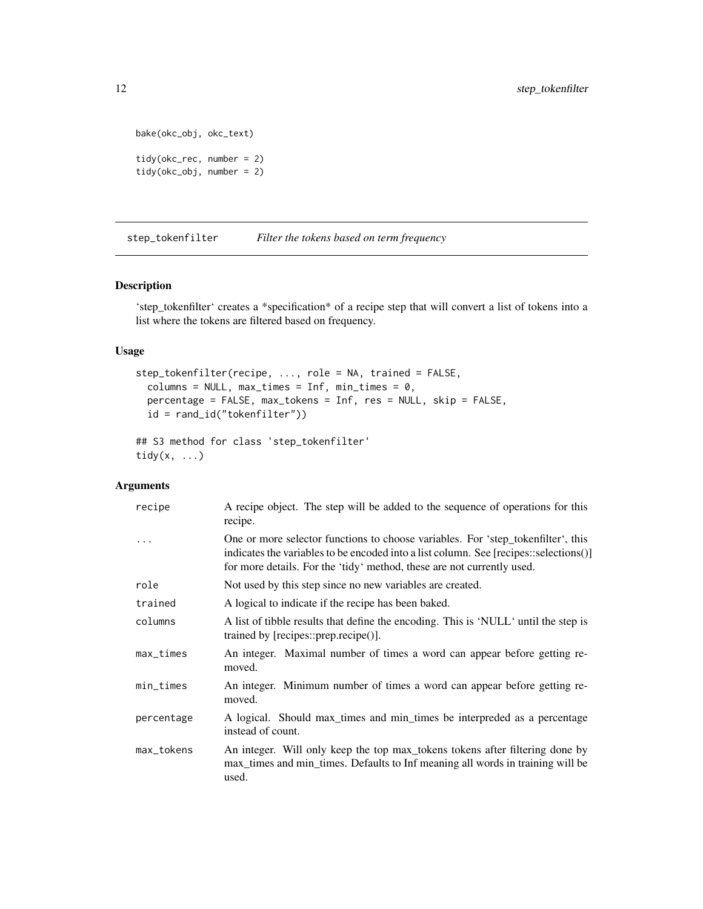```
bake(okc_obj, okc_text)

tidy(okc_rec, number = 2)
tidy(okc_obj, number = 2)
```

## step_tokenfilter *Filter the tokens based on term frequency*

### Description

'step_tokenfilter' creates a *specification* of a recipe step that will convert a list of tokens into a list where the tokens are filtered based on frequency.

### Usage

```
step_tokenfilter(recipe, ..., role = NA, trained = FALSE,
  columns = NULL, max_times = Inf, min_times = 0,
  percentage = FALSE, max_tokens = Inf, res = NULL, skip = FALSE,
  id = rand_id("tokenfilter"))

## S3 method for class 'step_tokenfilter'
tidy(x, ...)
```

### Arguments

| | |
|---|---|
| recipe | A recipe object. The step will be added to the sequence of operations for this recipe. |
| ... | One or more selector functions to choose variables. For 'step_tokenfilter', this indicates the variables to be encoded into a list column. See [recipes::selections()] for more details. For the 'tidy' method, these are not currently used. |
| role | Not used by this step since no new variables are created. |
| trained | A logical to indicate if the recipe has been baked. |
| columns | A list of tibble results that define the encoding. This is 'NULL' until the step is trained by [recipes::prep.recipe()]. |
| max_times | An integer. Maximal number of times a word can appear before getting removed. |
| min_times | An integer. Minimum number of times a word can appear before getting removed. |
| percentage | A logical. Should max_times and min_times be interpreded as a percentage instead of count. |
| max_tokens | An integer. Will only keep the top max_tokens tokens after filtering done by max_times and min_times. Defaults to Inf meaning all words in training will be used. |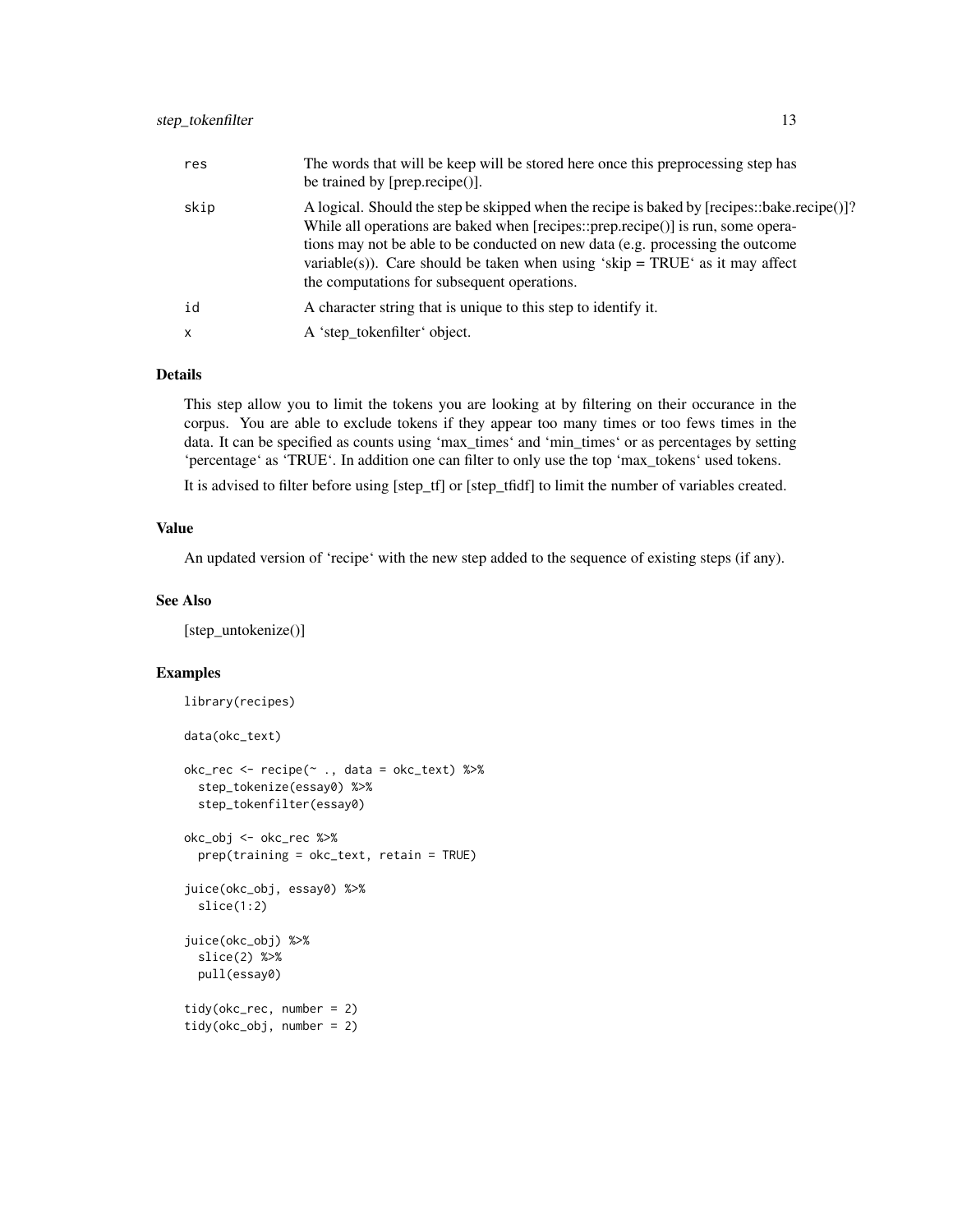| | |
|---|---|
| res | The words that will be keep will be stored here once this preprocessing step has be trained by [prep.recipe()]. |
| skip | A logical. Should the step be skipped when the recipe is baked by [recipes::bake.recipe()]? While all operations are baked when [recipes::prep.recipe()] is run, some operations may not be able to be conducted on new data (e.g. processing the outcome variable(s)). Care should be taken when using 'skip = TRUE' as it may affect the computations for subsequent operations. |
| id | A character string that is unique to this step to identify it. |
| x | A 'step_tokenfilter' object. |

### Details

This step allow you to limit the tokens you are looking at by filtering on their occurance in the corpus. You are able to exclude tokens if they appear too many times or too fews times in the data. It can be specified as counts using 'max_times' and 'min_times' or as percentages by setting 'percentage' as 'TRUE'. In addition one can filter to only use the top 'max_tokens' used tokens.

It is advised to filter before using [step_tf] or [step_tfidf] to limit the number of variables created.

### Value

An updated version of 'recipe' with the new step added to the sequence of existing steps (if any).

### See Also

[step_untokenize()]

### Examples

```
library(recipes)

data(okc_text)

okc_rec <- recipe(~ ., data = okc_text) %>%
  step_tokenize(essay0) %>%
  step_tokenfilter(essay0)

okc_obj <- okc_rec %>%
  prep(training = okc_text, retain = TRUE)

juice(okc_obj, essay0) %>%
  slice(1:2)

juice(okc_obj) %>%
  slice(2) %>%
  pull(essay0)

tidy(okc_rec, number = 2)
tidy(okc_obj, number = 2)
```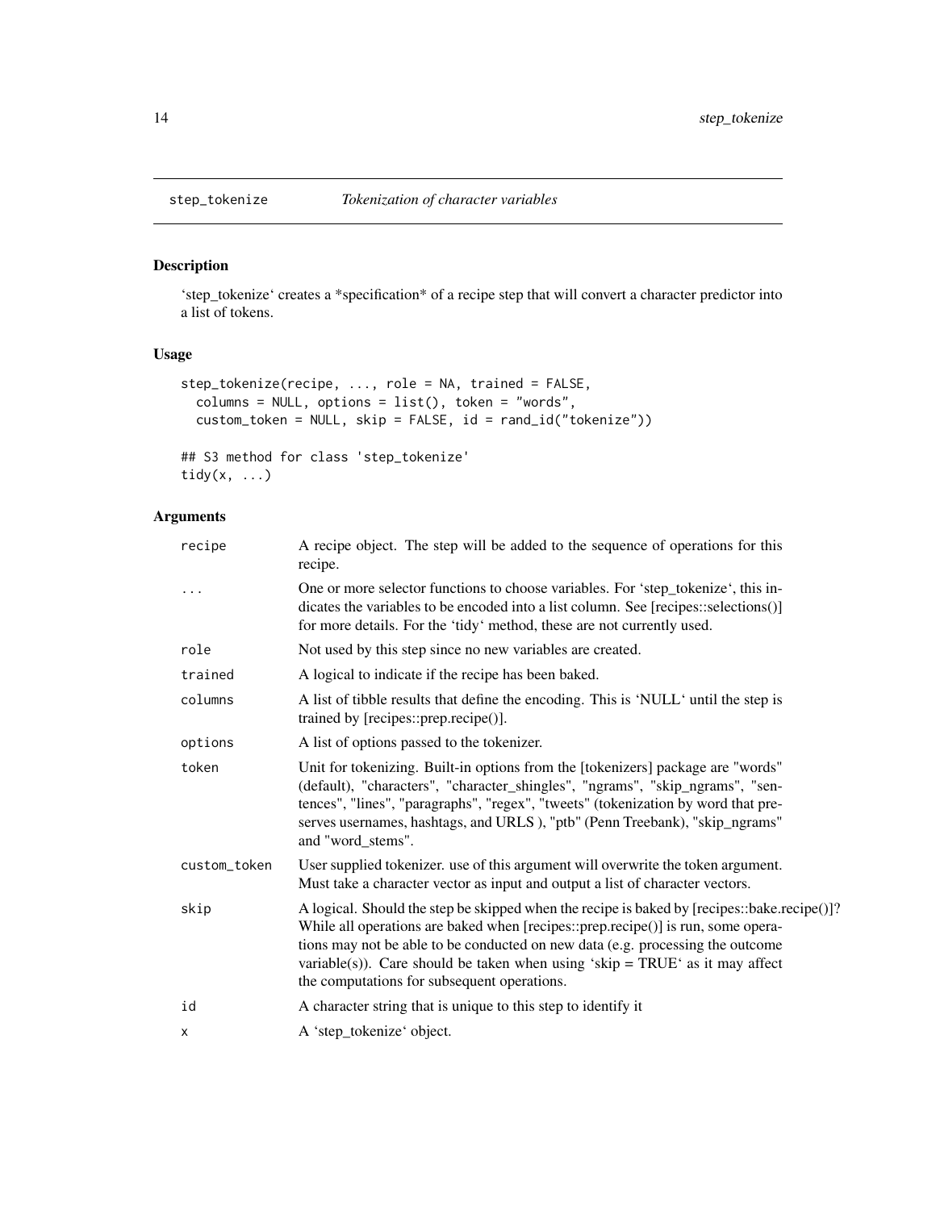## step_tokenize — *Tokenization of character variables*

### Description

'step_tokenize' creates a *specification* of a recipe step that will convert a character predictor into a list of tokens.

### Usage

```
step_tokenize(recipe, ..., role = NA, trained = FALSE,
  columns = NULL, options = list(), token = "words",
  custom_token = NULL, skip = FALSE, id = rand_id("tokenize"))

## S3 method for class 'step_tokenize'
tidy(x, ...)
```

### Arguments

| | |
|---|---|
| recipe | A recipe object. The step will be added to the sequence of operations for this recipe. |
| ... | One or more selector functions to choose variables. For 'step_tokenize', this indicates the variables to be encoded into a list column. See [recipes::selections()] for more details. For the 'tidy' method, these are not currently used. |
| role | Not used by this step since no new variables are created. |
| trained | A logical to indicate if the recipe has been baked. |
| columns | A list of tibble results that define the encoding. This is 'NULL' until the step is trained by [recipes::prep.recipe()]. |
| options | A list of options passed to the tokenizer. |
| token | Unit for tokenizing. Built-in options from the [tokenizers] package are "words" (default), "characters", "character_shingles", "ngrams", "skip_ngrams", "sentences", "lines", "paragraphs", "regex", "tweets" (tokenization by word that preserves usernames, hashtags, and URLS ), "ptb" (Penn Treebank), "skip_ngrams" and "word_stems". |
| custom_token | User supplied tokenizer. use of this argument will overwrite the token argument. Must take a character vector as input and output a list of character vectors. |
| skip | A logical. Should the step be skipped when the recipe is baked by [recipes::bake.recipe()]? While all operations are baked when [recipes::prep.recipe()] is run, some operations may not be able to be conducted on new data (e.g. processing the outcome variable(s)). Care should be taken when using 'skip = TRUE' as it may affect the computations for subsequent operations. |
| id | A character string that is unique to this step to identify it |
| x | A 'step_tokenize' object. |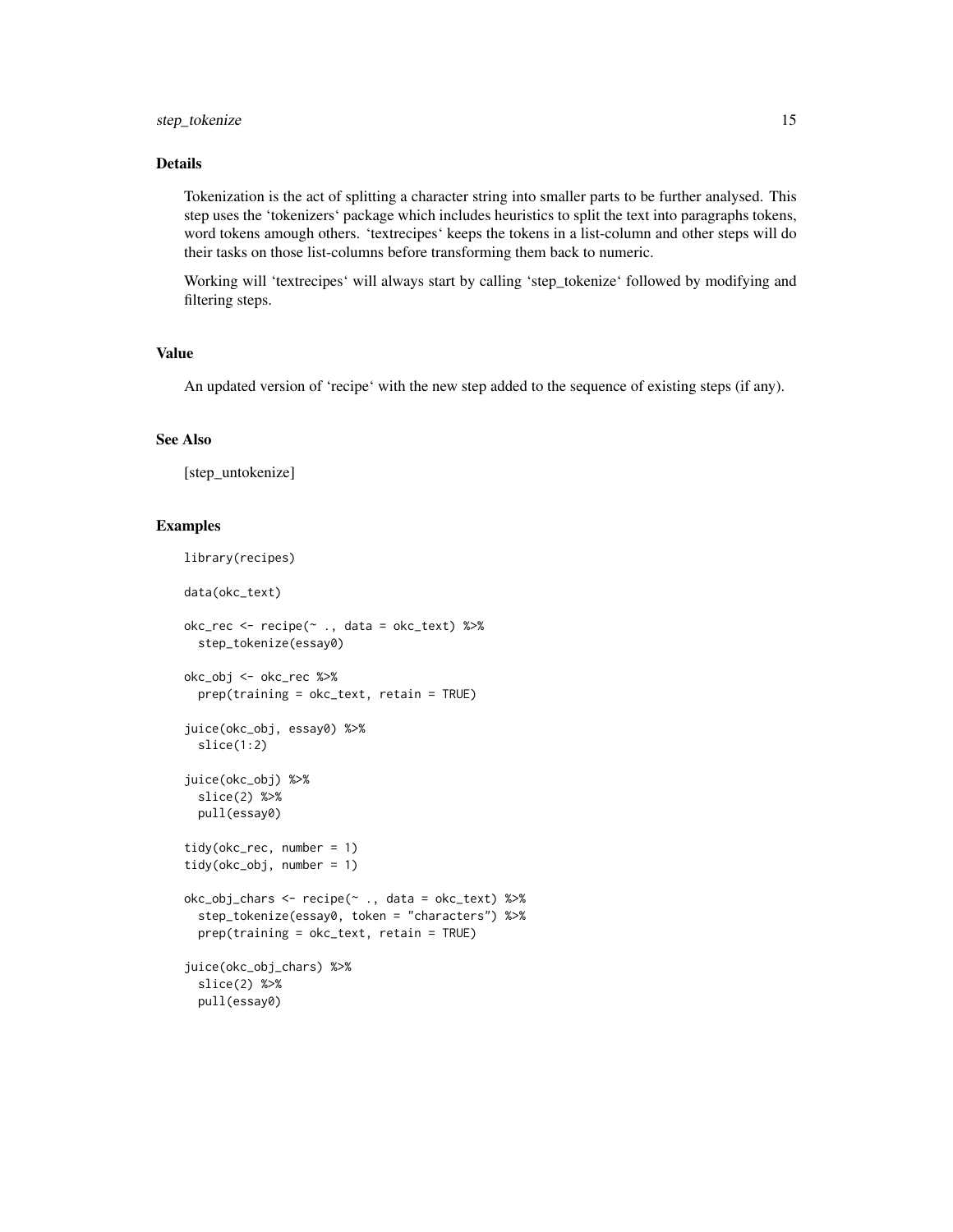## Details

Tokenization is the act of splitting a character string into smaller parts to be further analysed. This step uses the 'tokenizers' package which includes heuristics to split the text into paragraphs tokens, word tokens amough others. 'textrecipes' keeps the tokens in a list-column and other steps will do their tasks on those list-columns before transforming them back to numeric.

Working will 'textrecipes' will always start by calling 'step_tokenize' followed by modifying and filtering steps.

## Value

An updated version of 'recipe' with the new step added to the sequence of existing steps (if any).

## See Also

[step_untokenize]

## Examples

```
library(recipes)

data(okc_text)

okc_rec <- recipe(~ ., data = okc_text) %>%
  step_tokenize(essay0)

okc_obj <- okc_rec %>%
  prep(training = okc_text, retain = TRUE)

juice(okc_obj, essay0) %>%
  slice(1:2)

juice(okc_obj) %>%
  slice(2) %>%
  pull(essay0)

tidy(okc_rec, number = 1)
tidy(okc_obj, number = 1)

okc_obj_chars <- recipe(~ ., data = okc_text) %>%
  step_tokenize(essay0, token = "characters") %>%
  prep(training = okc_text, retain = TRUE)

juice(okc_obj_chars) %>%
  slice(2) %>%
  pull(essay0)
```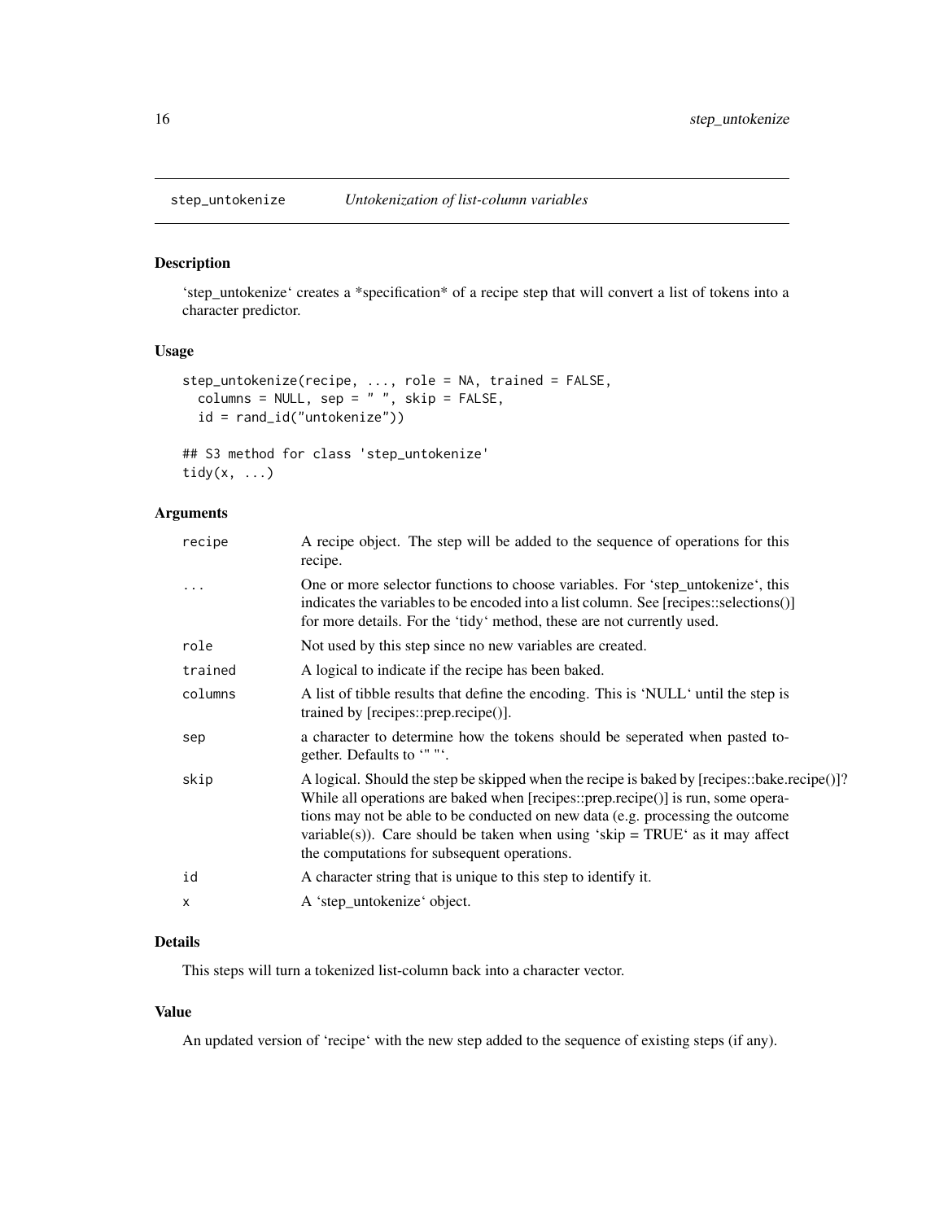# step_untokenize — *Untokenization of list-column variables*

## Description

'step_untokenize' creates a *specification* of a recipe step that will convert a list of tokens into a character predictor.

## Usage

```
step_untokenize(recipe, ..., role = NA, trained = FALSE,
  columns = NULL, sep = " ", skip = FALSE,
  id = rand_id("untokenize"))

## S3 method for class 'step_untokenize'
tidy(x, ...)
```

## Arguments

| | |
|---|---|
| `recipe` | A recipe object. The step will be added to the sequence of operations for this recipe. |
| `...` | One or more selector functions to choose variables. For 'step_untokenize', this indicates the variables to be encoded into a list column. See [recipes::selections()] for more details. For the 'tidy' method, these are not currently used. |
| `role` | Not used by this step since no new variables are created. |
| `trained` | A logical to indicate if the recipe has been baked. |
| `columns` | A list of tibble results that define the encoding. This is 'NULL' until the step is trained by [recipes::prep.recipe()]. |
| `sep` | a character to determine how the tokens should be seperated when pasted together. Defaults to '" "'. |
| `skip` | A logical. Should the step be skipped when the recipe is baked by [recipes::bake.recipe()]? While all operations are baked when [recipes::prep.recipe()] is run, some operations may not be able to be conducted on new data (e.g. processing the outcome variable(s)). Care should be taken when using 'skip = TRUE' as it may affect the computations for subsequent operations. |
| `id` | A character string that is unique to this step to identify it. |
| `x` | A 'step_untokenize' object. |

## Details

This steps will turn a tokenized list-column back into a character vector.

## Value

An updated version of 'recipe' with the new step added to the sequence of existing steps (if any).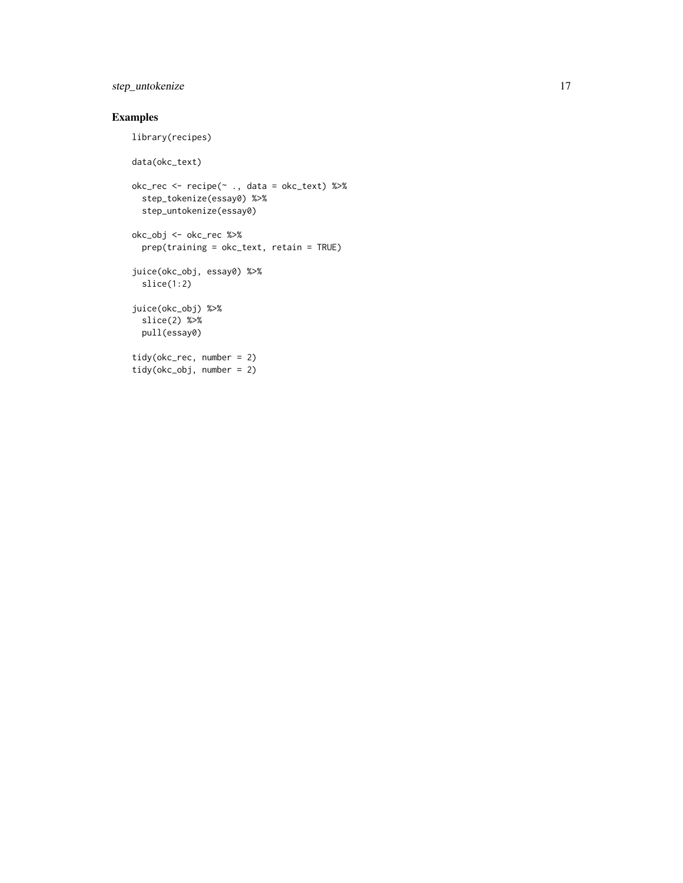## Examples

```
library(recipes)

data(okc_text)

okc_rec <- recipe(~ ., data = okc_text) %>%
  step_tokenize(essay0) %>%
  step_untokenize(essay0)

okc_obj <- okc_rec %>%
  prep(training = okc_text, retain = TRUE)

juice(okc_obj, essay0) %>%
  slice(1:2)

juice(okc_obj) %>%
  slice(2) %>%
  pull(essay0)

tidy(okc_rec, number = 2)
tidy(okc_obj, number = 2)
```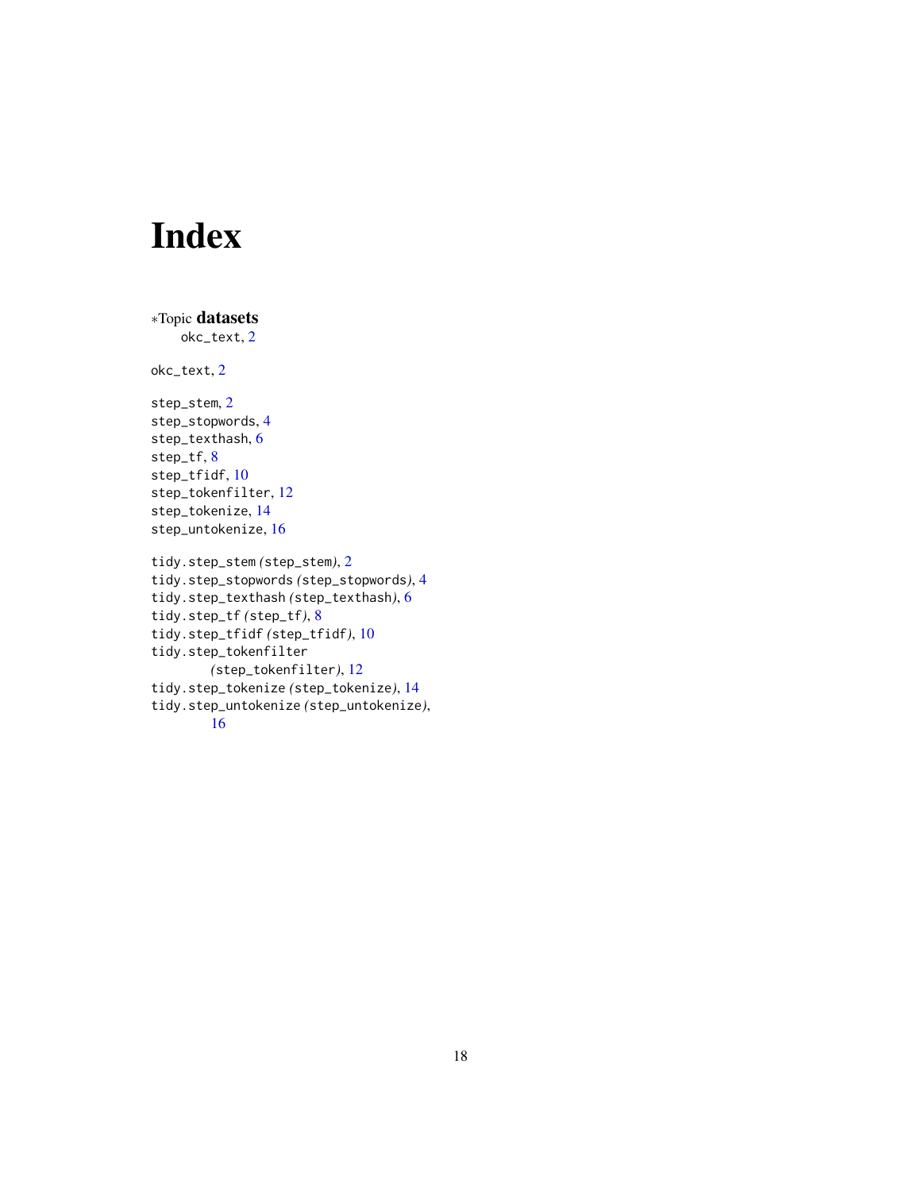# Index

*Topic **datasets**
okc_text, 2

okc_text, 2

step_stem, 2
step_stopwords, 4
step_texthash, 6
step_tf, 8
step_tfidf, 10
step_tokenfilter, 12
step_tokenize, 14
step_untokenize, 16

tidy.step_stem (step_stem), 2
tidy.step_stopwords (step_stopwords), 4
tidy.step_texthash (step_texthash), 6
tidy.step_tf (step_tf), 8
tidy.step_tfidf (step_tfidf), 10
tidy.step_tokenfilter (step_tokenfilter), 12
tidy.step_tokenize (step_tokenize), 14
tidy.step_untokenize (step_untokenize), 16